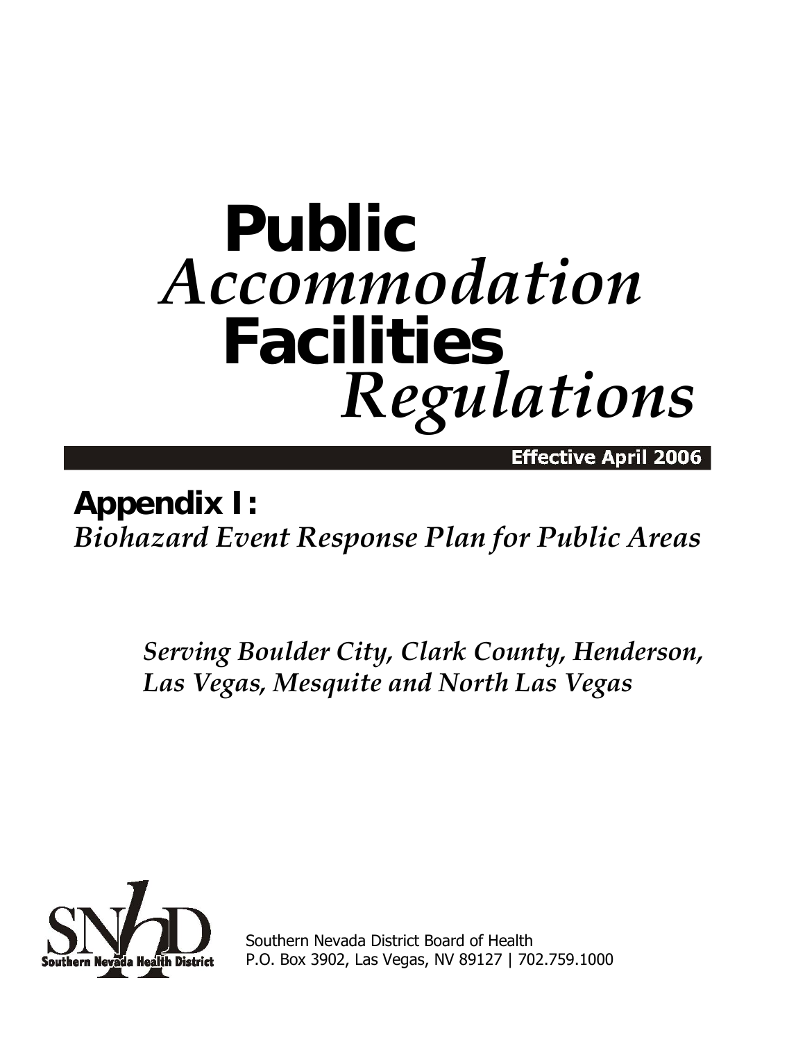# Public *Accommodation* Facilities *Regulations*

**Effective April 2006**

## Appendix I:

*Biohazard Event Response Plan for Public Areas*

*Serving Boulder City, Clark County, Henderson, Las Vegas, Mesquite and North Las Vegas*

SNHD Southern Nevada Health District

Southern Nevada District Board of Health
P.O. Box 3902, Las Vegas, NV 89127 | 702.759.1000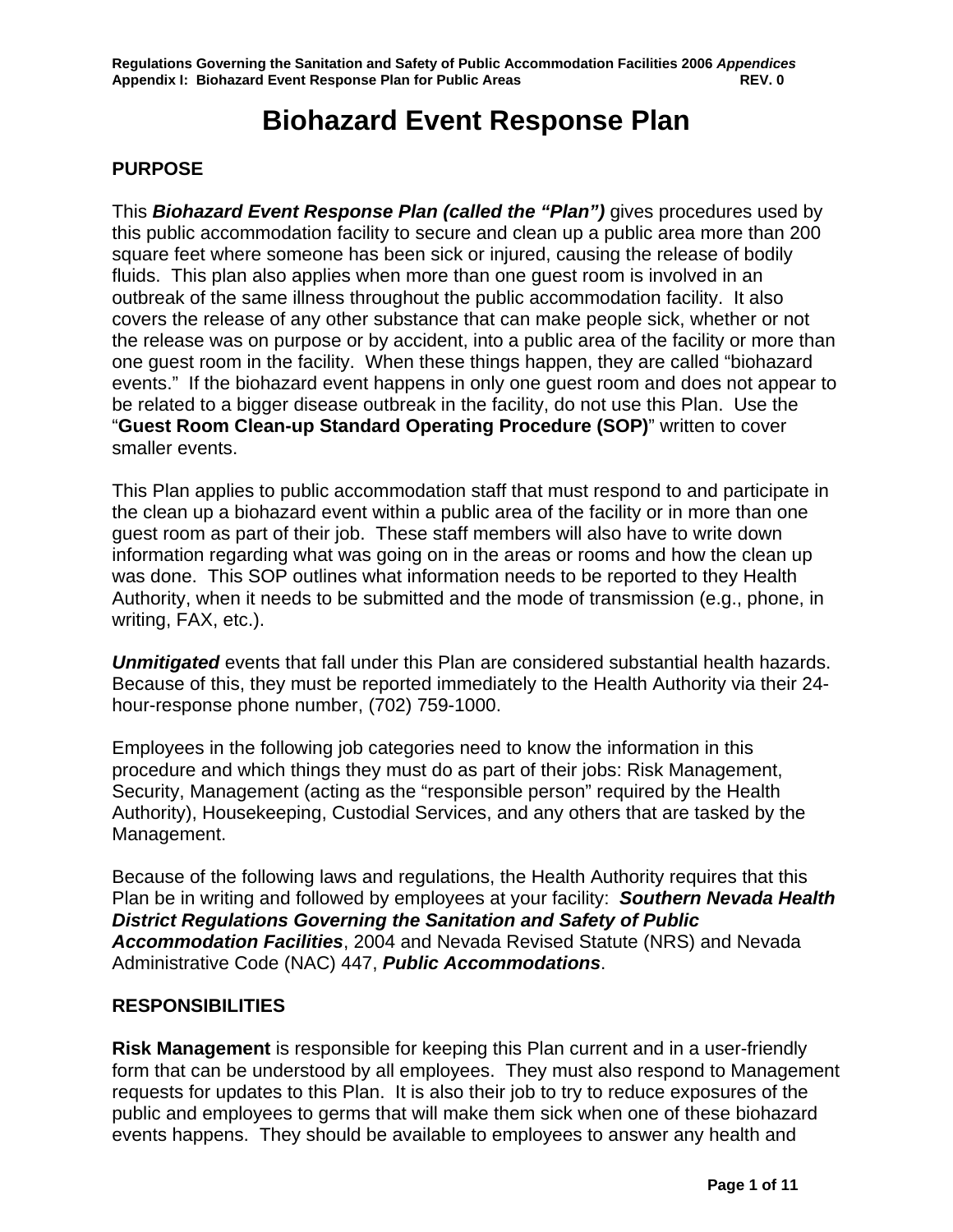# Biohazard Event Response Plan

## PURPOSE

This ***Biohazard Event Response Plan (called the "Plan")*** gives procedures used by this public accommodation facility to secure and clean up a public area more than 200 square feet where someone has been sick or injured, causing the release of bodily fluids. This plan also applies when more than one guest room is involved in an outbreak of the same illness throughout the public accommodation facility. It also covers the release of any other substance that can make people sick, whether or not the release was on purpose or by accident, into a public area of the facility or more than one guest room in the facility. When these things happen, they are called "biohazard events." If the biohazard event happens in only one guest room and does not appear to be related to a bigger disease outbreak in the facility, do not use this Plan. Use the "**Guest Room Clean-up Standard Operating Procedure (SOP)**" written to cover smaller events.

This Plan applies to public accommodation staff that must respond to and participate in the clean up a biohazard event within a public area of the facility or in more than one guest room as part of their job. These staff members will also have to write down information regarding what was going on in the areas or rooms and how the clean up was done. This SOP outlines what information needs to be reported to they Health Authority, when it needs to be submitted and the mode of transmission (e.g., phone, in writing, FAX, etc.).

***Unmitigated*** events that fall under this Plan are considered substantial health hazards. Because of this, they must be reported immediately to the Health Authority via their 24-hour-response phone number, (702) 759-1000.

Employees in the following job categories need to know the information in this procedure and which things they must do as part of their jobs: Risk Management, Security, Management (acting as the "responsible person" required by the Health Authority), Housekeeping, Custodial Services, and any others that are tasked by the Management.

Because of the following laws and regulations, the Health Authority requires that this Plan be in writing and followed by employees at your facility: ***Southern Nevada Health District Regulations Governing the Sanitation and Safety of Public Accommodation Facilities***, 2004 and Nevada Revised Statute (NRS) and Nevada Administrative Code (NAC) 447, ***Public Accommodations***.

## RESPONSIBILITIES

**Risk Management** is responsible for keeping this Plan current and in a user-friendly form that can be understood by all employees. They must also respond to Management requests for updates to this Plan. It is also their job to try to reduce exposures of the public and employees to germs that will make them sick when one of these biohazard events happens. They should be available to employees to answer any health and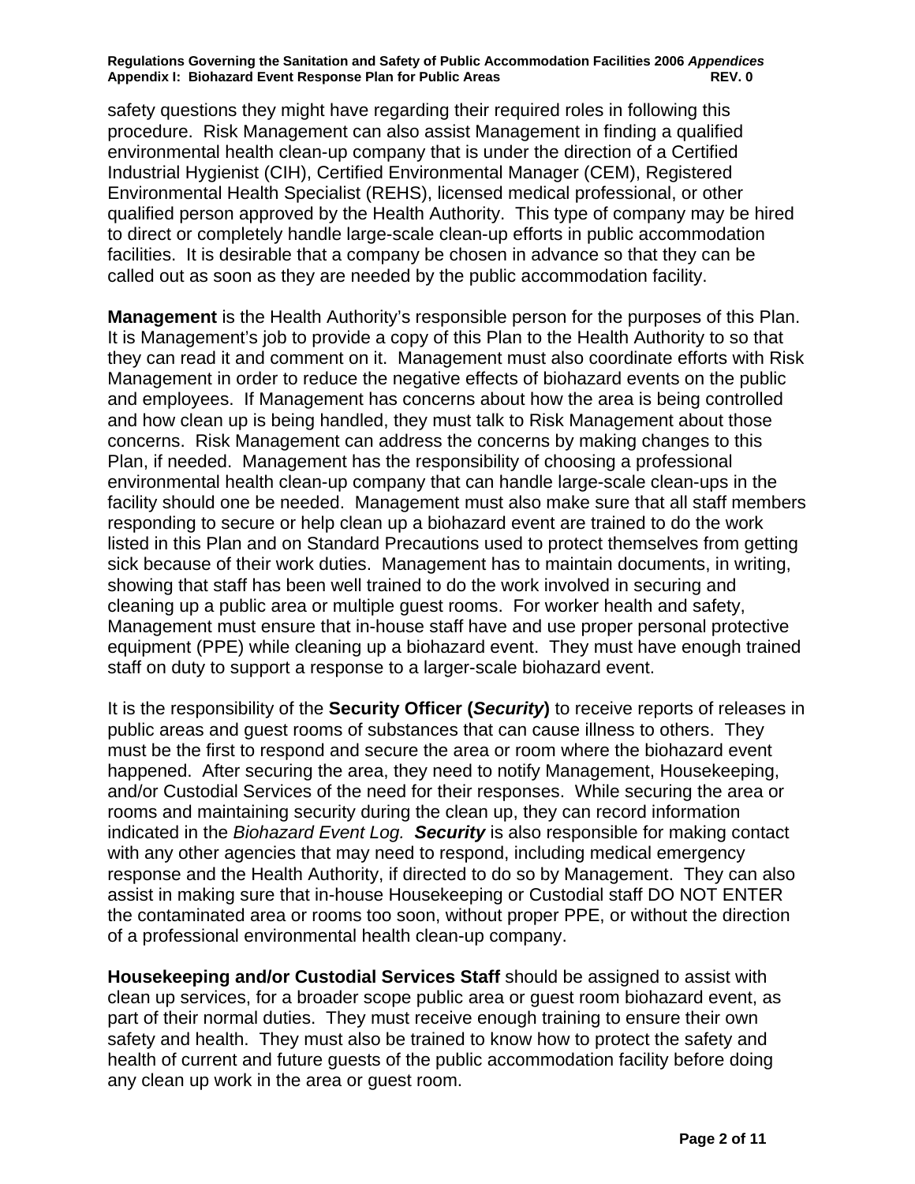safety questions they might have regarding their required roles in following this procedure. Risk Management can also assist Management in finding a qualified environmental health clean-up company that is under the direction of a Certified Industrial Hygienist (CIH), Certified Environmental Manager (CEM), Registered Environmental Health Specialist (REHS), licensed medical professional, or other qualified person approved by the Health Authority. This type of company may be hired to direct or completely handle large-scale clean-up efforts in public accommodation facilities. It is desirable that a company be chosen in advance so that they can be called out as soon as they are needed by the public accommodation facility.

**Management** is the Health Authority's responsible person for the purposes of this Plan. It is Management's job to provide a copy of this Plan to the Health Authority to so that they can read it and comment on it. Management must also coordinate efforts with Risk Management in order to reduce the negative effects of biohazard events on the public and employees. If Management has concerns about how the area is being controlled and how clean up is being handled, they must talk to Risk Management about those concerns. Risk Management can address the concerns by making changes to this Plan, if needed. Management has the responsibility of choosing a professional environmental health clean-up company that can handle large-scale clean-ups in the facility should one be needed. Management must also make sure that all staff members responding to secure or help clean up a biohazard event are trained to do the work listed in this Plan and on Standard Precautions used to protect themselves from getting sick because of their work duties. Management has to maintain documents, in writing, showing that staff has been well trained to do the work involved in securing and cleaning up a public area or multiple guest rooms. For worker health and safety, Management must ensure that in-house staff have and use proper personal protective equipment (PPE) while cleaning up a biohazard event. They must have enough trained staff on duty to support a response to a larger-scale biohazard event.

It is the responsibility of the **Security Officer (*Security*)** to receive reports of releases in public areas and guest rooms of substances that can cause illness to others. They must be the first to respond and secure the area or room where the biohazard event happened. After securing the area, they need to notify Management, Housekeeping, and/or Custodial Services of the need for their responses. While securing the area or rooms and maintaining security during the clean up, they can record information indicated in the *Biohazard Event Log.* ***Security*** is also responsible for making contact with any other agencies that may need to respond, including medical emergency response and the Health Authority, if directed to do so by Management. They can also assist in making sure that in-house Housekeeping or Custodial staff DO NOT ENTER the contaminated area or rooms too soon, without proper PPE, or without the direction of a professional environmental health clean-up company.

**Housekeeping and/or Custodial Services Staff** should be assigned to assist with clean up services, for a broader scope public area or guest room biohazard event, as part of their normal duties. They must receive enough training to ensure their own safety and health. They must also be trained to know how to protect the safety and health of current and future guests of the public accommodation facility before doing any clean up work in the area or guest room.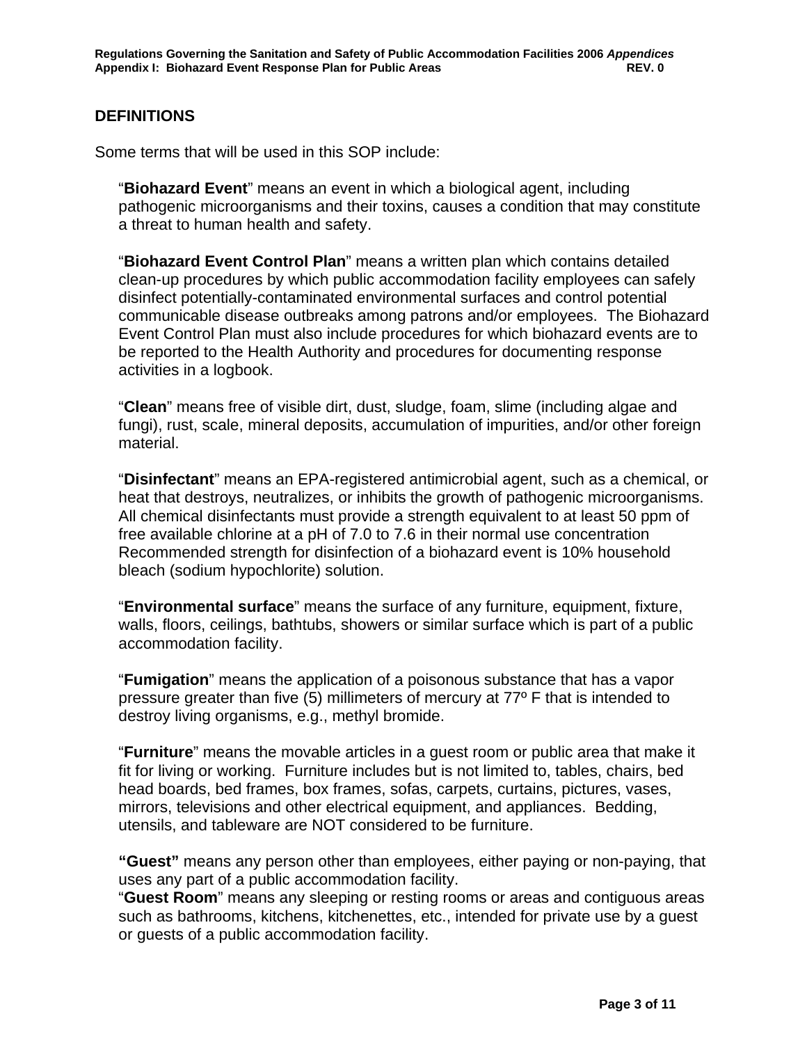## DEFINITIONS

Some terms that will be used in this SOP include:

"**Biohazard Event**" means an event in which a biological agent, including pathogenic microorganisms and their toxins, causes a condition that may constitute a threat to human health and safety.

"**Biohazard Event Control Plan**" means a written plan which contains detailed clean-up procedures by which public accommodation facility employees can safely disinfect potentially-contaminated environmental surfaces and control potential communicable disease outbreaks among patrons and/or employees. The Biohazard Event Control Plan must also include procedures for which biohazard events are to be reported to the Health Authority and procedures for documenting response activities in a logbook.

"**Clean**" means free of visible dirt, dust, sludge, foam, slime (including algae and fungi), rust, scale, mineral deposits, accumulation of impurities, and/or other foreign material.

"**Disinfectant**" means an EPA-registered antimicrobial agent, such as a chemical, or heat that destroys, neutralizes, or inhibits the growth of pathogenic microorganisms. All chemical disinfectants must provide a strength equivalent to at least 50 ppm of free available chlorine at a pH of 7.0 to 7.6 in their normal use concentration Recommended strength for disinfection of a biohazard event is 10% household bleach (sodium hypochlorite) solution.

"**Environmental surface**" means the surface of any furniture, equipment, fixture, walls, floors, ceilings, bathtubs, showers or similar surface which is part of a public accommodation facility.

"**Fumigation**" means the application of a poisonous substance that has a vapor pressure greater than five (5) millimeters of mercury at 77º F that is intended to destroy living organisms, e.g., methyl bromide.

"**Furniture**" means the movable articles in a guest room or public area that make it fit for living or working. Furniture includes but is not limited to, tables, chairs, bed head boards, bed frames, box frames, sofas, carpets, curtains, pictures, vases, mirrors, televisions and other electrical equipment, and appliances. Bedding, utensils, and tableware are NOT considered to be furniture.

"**Guest**" means any person other than employees, either paying or non-paying, that uses any part of a public accommodation facility.

"**Guest Room**" means any sleeping or resting rooms or areas and contiguous areas such as bathrooms, kitchens, kitchenettes, etc., intended for private use by a guest or guests of a public accommodation facility.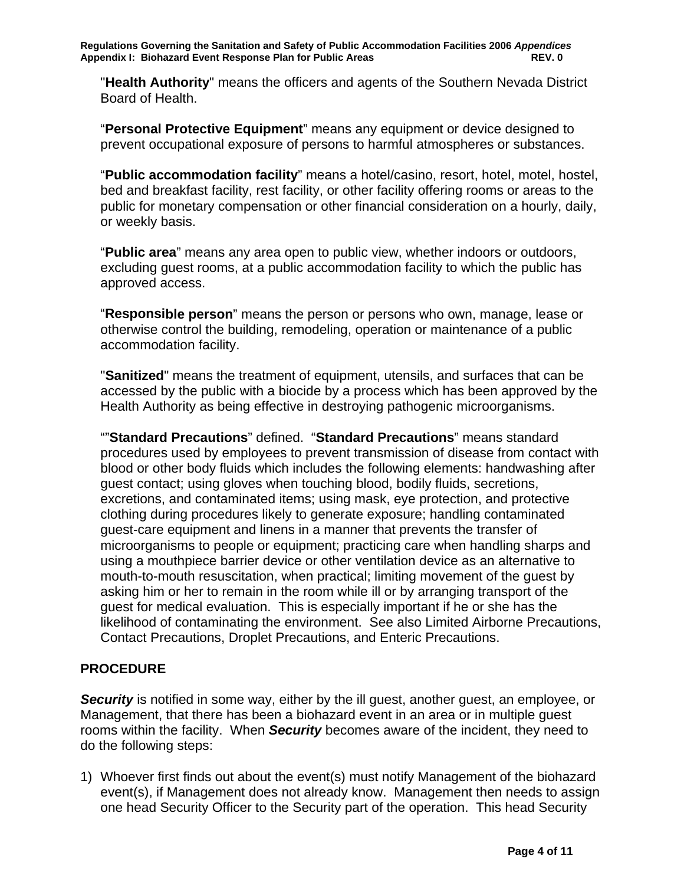"**Health Authority**" means the officers and agents of the Southern Nevada District Board of Health.

"**Personal Protective Equipment**" means any equipment or device designed to prevent occupational exposure of persons to harmful atmospheres or substances.

"**Public accommodation facility**" means a hotel/casino, resort, hotel, motel, hostel, bed and breakfast facility, rest facility, or other facility offering rooms or areas to the public for monetary compensation or other financial consideration on a hourly, daily, or weekly basis.

"**Public area**" means any area open to public view, whether indoors or outdoors, excluding guest rooms, at a public accommodation facility to which the public has approved access.

"**Responsible person**" means the person or persons who own, manage, lease or otherwise control the building, remodeling, operation or maintenance of a public accommodation facility.

"**Sanitized**" means the treatment of equipment, utensils, and surfaces that can be accessed by the public with a biocide by a process which has been approved by the Health Authority as being effective in destroying pathogenic microorganisms.

""**Standard Precautions**" defined. "**Standard Precautions**" means standard procedures used by employees to prevent transmission of disease from contact with blood or other body fluids which includes the following elements: handwashing after guest contact; using gloves when touching blood, bodily fluids, secretions, excretions, and contaminated items; using mask, eye protection, and protective clothing during procedures likely to generate exposure; handling contaminated guest-care equipment and linens in a manner that prevents the transfer of microorganisms to people or equipment; practicing care when handling sharps and using a mouthpiece barrier device or other ventilation device as an alternative to mouth-to-mouth resuscitation, when practical; limiting movement of the guest by asking him or her to remain in the room while ill or by arranging transport of the guest for medical evaluation. This is especially important if he or she has the likelihood of contaminating the environment. See also Limited Airborne Precautions, Contact Precautions, Droplet Precautions, and Enteric Precautions.

## PROCEDURE

***Security*** is notified in some way, either by the ill guest, another guest, an employee, or Management, that there has been a biohazard event in an area or in multiple guest rooms within the facility. When ***Security*** becomes aware of the incident, they need to do the following steps:

1) Whoever first finds out about the event(s) must notify Management of the biohazard event(s), if Management does not already know. Management then needs to assign one head Security Officer to the Security part of the operation. This head Security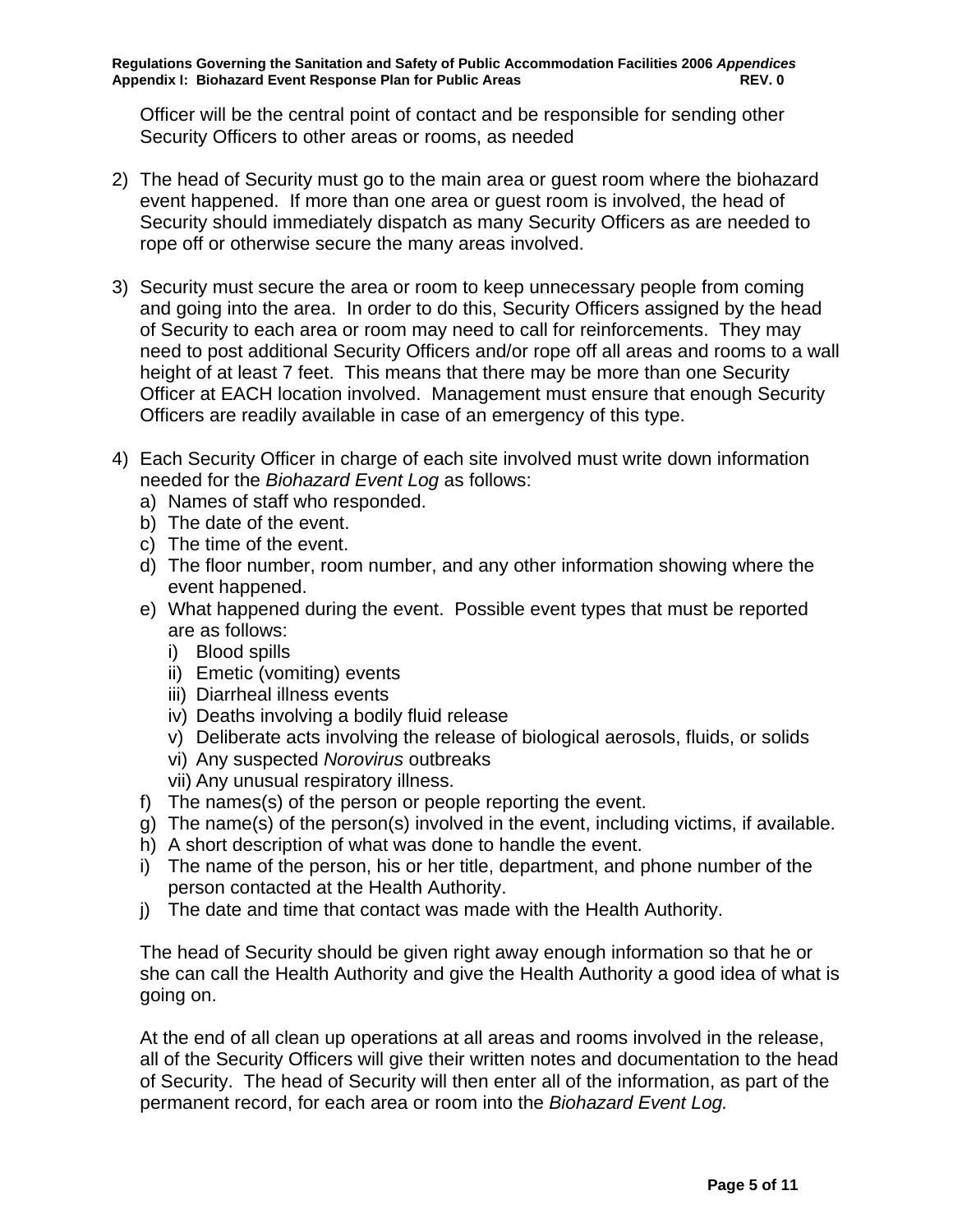Officer will be the central point of contact and be responsible for sending other Security Officers to other areas or rooms, as needed

2) The head of Security must go to the main area or guest room where the biohazard event happened. If more than one area or guest room is involved, the head of Security should immediately dispatch as many Security Officers as are needed to rope off or otherwise secure the many areas involved.

3) Security must secure the area or room to keep unnecessary people from coming and going into the area. In order to do this, Security Officers assigned by the head of Security to each area or room may need to call for reinforcements. They may need to post additional Security Officers and/or rope off all areas and rooms to a wall height of at least 7 feet. This means that there may be more than one Security Officer at EACH location involved. Management must ensure that enough Security Officers are readily available in case of an emergency of this type.

4) Each Security Officer in charge of each site involved must write down information needed for the *Biohazard Event Log* as follows:
   a) Names of staff who responded.
   b) The date of the event.
   c) The time of the event.
   d) The floor number, room number, and any other information showing where the event happened.
   e) What happened during the event. Possible event types that must be reported are as follows:
      i) Blood spills
      ii) Emetic (vomiting) events
      iii) Diarrheal illness events
      iv) Deaths involving a bodily fluid release
      v) Deliberate acts involving the release of biological aerosols, fluids, or solids
      vi) Any suspected *Norovirus* outbreaks
      vii) Any unusual respiratory illness.
   f) The names(s) of the person or people reporting the event.
   g) The name(s) of the person(s) involved in the event, including victims, if available.
   h) A short description of what was done to handle the event.
   i) The name of the person, his or her title, department, and phone number of the person contacted at the Health Authority.
   j) The date and time that contact was made with the Health Authority.

   The head of Security should be given right away enough information so that he or she can call the Health Authority and give the Health Authority a good idea of what is going on.

   At the end of all clean up operations at all areas and rooms involved in the release, all of the Security Officers will give their written notes and documentation to the head of Security. The head of Security will then enter all of the information, as part of the permanent record, for each area or room into the *Biohazard Event Log.*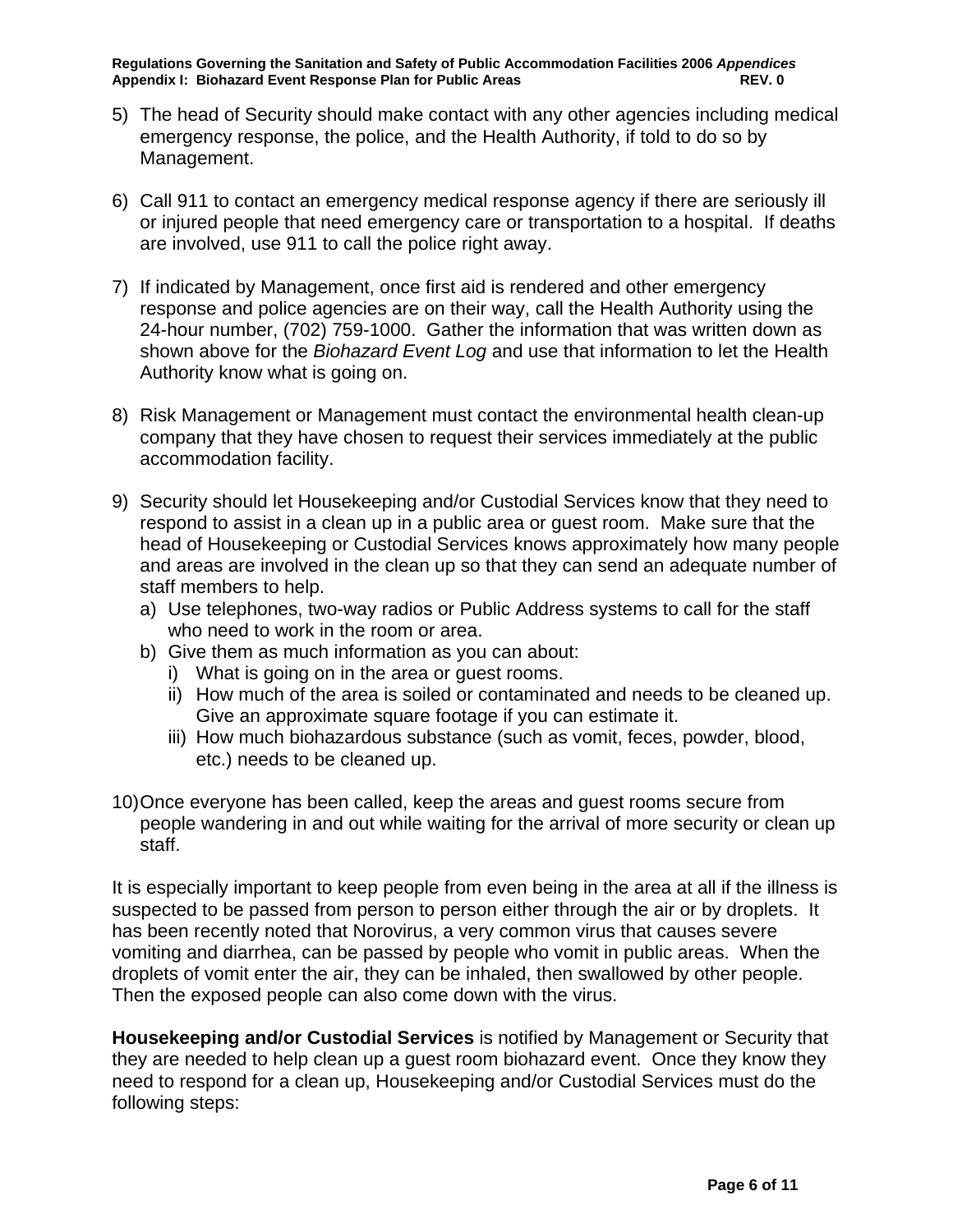5) The head of Security should make contact with any other agencies including medical emergency response, the police, and the Health Authority, if told to do so by Management.

6) Call 911 to contact an emergency medical response agency if there are seriously ill or injured people that need emergency care or transportation to a hospital. If deaths are involved, use 911 to call the police right away.

7) If indicated by Management, once first aid is rendered and other emergency response and police agencies are on their way, call the Health Authority using the 24-hour number, (702) 759-1000. Gather the information that was written down as shown above for the *Biohazard Event Log* and use that information to let the Health Authority know what is going on.

8) Risk Management or Management must contact the environmental health clean-up company that they have chosen to request their services immediately at the public accommodation facility.

9) Security should let Housekeeping and/or Custodial Services know that they need to respond to assist in a clean up in a public area or guest room. Make sure that the head of Housekeeping or Custodial Services knows approximately how many people and areas are involved in the clean up so that they can send an adequate number of staff members to help.
   a) Use telephones, two-way radios or Public Address systems to call for the staff who need to work in the room or area.
   b) Give them as much information as you can about:
      i) What is going on in the area or guest rooms.
      ii) How much of the area is soiled or contaminated and needs to be cleaned up. Give an approximate square footage if you can estimate it.
      iii) How much biohazardous substance (such as vomit, feces, powder, blood, etc.) needs to be cleaned up.

10) Once everyone has been called, keep the areas and guest rooms secure from people wandering in and out while waiting for the arrival of more security or clean up staff.

It is especially important to keep people from even being in the area at all if the illness is suspected to be passed from person to person either through the air or by droplets. It has been recently noted that Norovirus, a very common virus that causes severe vomiting and diarrhea, can be passed by people who vomit in public areas. When the droplets of vomit enter the air, they can be inhaled, then swallowed by other people. Then the exposed people can also come down with the virus.

**Housekeeping and/or Custodial Services** is notified by Management or Security that they are needed to help clean up a guest room biohazard event. Once they know they need to respond for a clean up, Housekeeping and/or Custodial Services must do the following steps: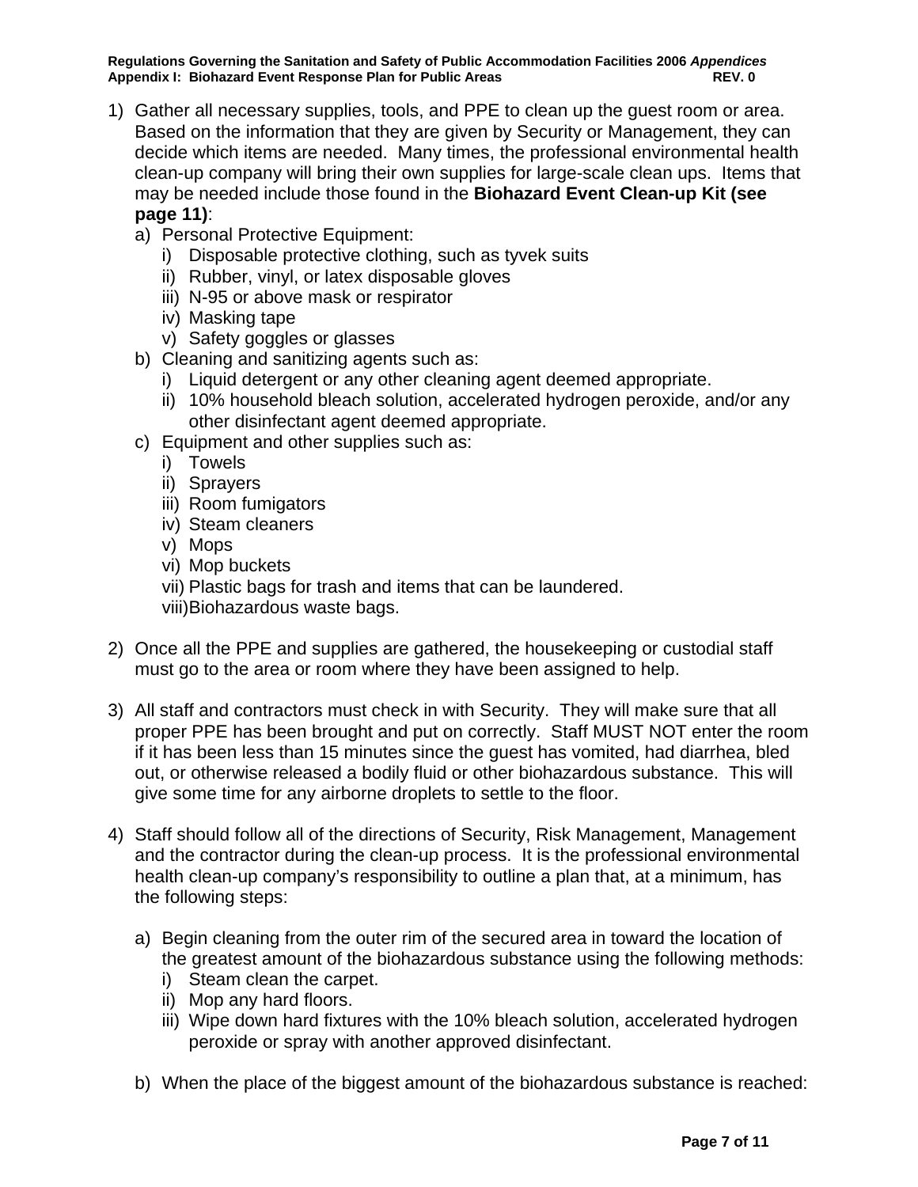1) Gather all necessary supplies, tools, and PPE to clean up the guest room or area. Based on the information that they are given by Security or Management, they can decide which items are needed. Many times, the professional environmental health clean-up company will bring their own supplies for large-scale clean ups. Items that may be needed include those found in the **Biohazard Event Clean-up Kit (see page 11)**:
   a) Personal Protective Equipment:
      i) Disposable protective clothing, such as tyvek suits
      ii) Rubber, vinyl, or latex disposable gloves
      iii) N-95 or above mask or respirator
      iv) Masking tape
      v) Safety goggles or glasses
   b) Cleaning and sanitizing agents such as:
      i) Liquid detergent or any other cleaning agent deemed appropriate.
      ii) 10% household bleach solution, accelerated hydrogen peroxide, and/or any other disinfectant agent deemed appropriate.
   c) Equipment and other supplies such as:
      i) Towels
      ii) Sprayers
      iii) Room fumigators
      iv) Steam cleaners
      v) Mops
      vi) Mop buckets
      vii) Plastic bags for trash and items that can be laundered.
      viii) Biohazardous waste bags.

2) Once all the PPE and supplies are gathered, the housekeeping or custodial staff must go to the area or room where they have been assigned to help.

3) All staff and contractors must check in with Security. They will make sure that all proper PPE has been brought and put on correctly. Staff MUST NOT enter the room if it has been less than 15 minutes since the guest has vomited, had diarrhea, bled out, or otherwise released a bodily fluid or other biohazardous substance. This will give some time for any airborne droplets to settle to the floor.

4) Staff should follow all of the directions of Security, Risk Management, Management and the contractor during the clean-up process. It is the professional environmental health clean-up company's responsibility to outline a plan that, at a minimum, has the following steps:

   a) Begin cleaning from the outer rim of the secured area in toward the location of the greatest amount of the biohazardous substance using the following methods:
      i) Steam clean the carpet.
      ii) Mop any hard floors.
      iii) Wipe down hard fixtures with the 10% bleach solution, accelerated hydrogen peroxide or spray with another approved disinfectant.

   b) When the place of the biggest amount of the biohazardous substance is reached: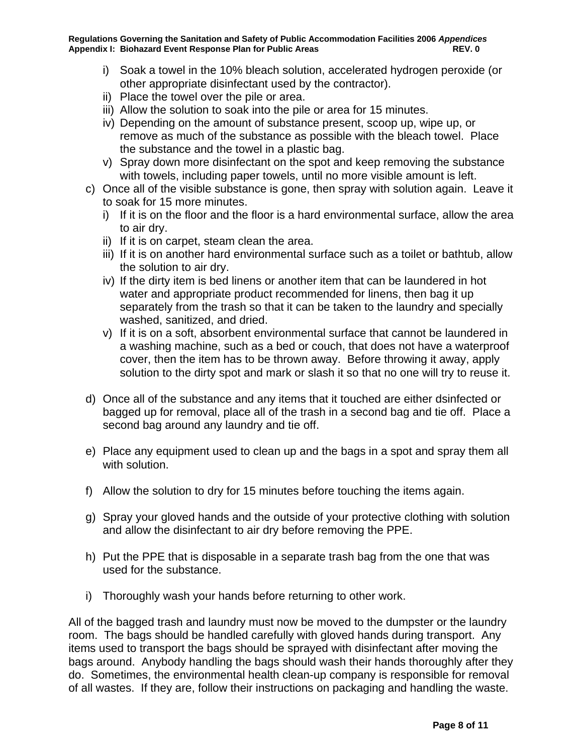i) Soak a towel in the 10% bleach solution, accelerated hydrogen peroxide (or other appropriate disinfectant used by the contractor).
ii) Place the towel over the pile or area.
iii) Allow the solution to soak into the pile or area for 15 minutes.
iv) Depending on the amount of substance present, scoop up, wipe up, or remove as much of the substance as possible with the bleach towel. Place the substance and the towel in a plastic bag.
v) Spray down more disinfectant on the spot and keep removing the substance with towels, including paper towels, until no more visible amount is left.

c) Once all of the visible substance is gone, then spray with solution again. Leave it to soak for 15 more minutes.
   i) If it is on the floor and the floor is a hard environmental surface, allow the area to air dry.
   ii) If it is on carpet, steam clean the area.
   iii) If it is on another hard environmental surface such as a toilet or bathtub, allow the solution to air dry.
   iv) If the dirty item is bed linens or another item that can be laundered in hot water and appropriate product recommended for linens, then bag it up separately from the trash so that it can be taken to the laundry and specially washed, sanitized, and dried.
   v) If it is on a soft, absorbent environmental surface that cannot be laundered in a washing machine, such as a bed or couch, that does not have a waterproof cover, then the item has to be thrown away. Before throwing it away, apply solution to the dirty spot and mark or slash it so that no one will try to reuse it.

d) Once all of the substance and any items that it touched are either dsinfected or bagged up for removal, place all of the trash in a second bag and tie off. Place a second bag around any laundry and tie off.

e) Place any equipment used to clean up and the bags in a spot and spray them all with solution.

f) Allow the solution to dry for 15 minutes before touching the items again.

g) Spray your gloved hands and the outside of your protective clothing with solution and allow the disinfectant to air dry before removing the PPE.

h) Put the PPE that is disposable in a separate trash bag from the one that was used for the substance.

i) Thoroughly wash your hands before returning to other work.

All of the bagged trash and laundry must now be moved to the dumpster or the laundry room. The bags should be handled carefully with gloved hands during transport. Any items used to transport the bags should be sprayed with disinfectant after moving the bags around. Anybody handling the bags should wash their hands thoroughly after they do. Sometimes, the environmental health clean-up company is responsible for removal of all wastes. If they are, follow their instructions on packaging and handling the waste.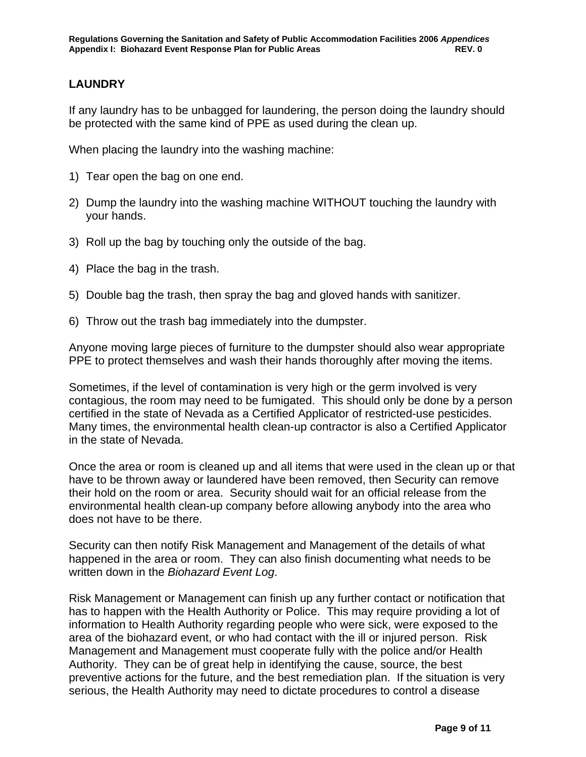## LAUNDRY

If any laundry has to be unbagged for laundering, the person doing the laundry should be protected with the same kind of PPE as used during the clean up.

When placing the laundry into the washing machine:

1) Tear open the bag on one end.

2) Dump the laundry into the washing machine WITHOUT touching the laundry with your hands.

3) Roll up the bag by touching only the outside of the bag.

4) Place the bag in the trash.

5) Double bag the trash, then spray the bag and gloved hands with sanitizer.

6) Throw out the trash bag immediately into the dumpster.

Anyone moving large pieces of furniture to the dumpster should also wear appropriate PPE to protect themselves and wash their hands thoroughly after moving the items.

Sometimes, if the level of contamination is very high or the germ involved is very contagious, the room may need to be fumigated. This should only be done by a person certified in the state of Nevada as a Certified Applicator of restricted-use pesticides. Many times, the environmental health clean-up contractor is also a Certified Applicator in the state of Nevada.

Once the area or room is cleaned up and all items that were used in the clean up or that have to be thrown away or laundered have been removed, then Security can remove their hold on the room or area. Security should wait for an official release from the environmental health clean-up company before allowing anybody into the area who does not have to be there.

Security can then notify Risk Management and Management of the details of what happened in the area or room. They can also finish documenting what needs to be written down in the *Biohazard Event Log*.

Risk Management or Management can finish up any further contact or notification that has to happen with the Health Authority or Police. This may require providing a lot of information to Health Authority regarding people who were sick, were exposed to the area of the biohazard event, or who had contact with the ill or injured person. Risk Management and Management must cooperate fully with the police and/or Health Authority. They can be of great help in identifying the cause, source, the best preventive actions for the future, and the best remediation plan. If the situation is very serious, the Health Authority may need to dictate procedures to control a disease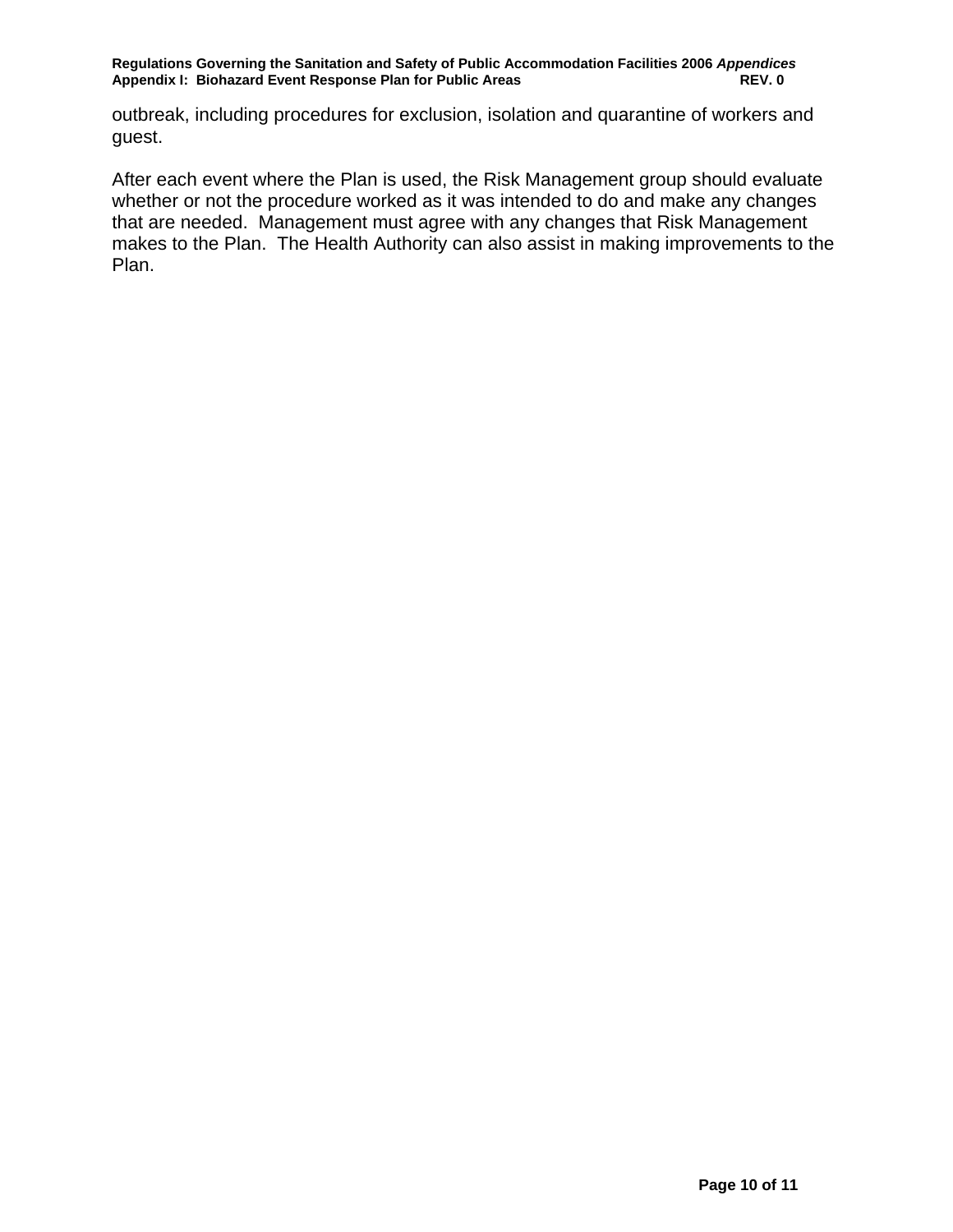outbreak, including procedures for exclusion, isolation and quarantine of workers and guest.

After each event where the Plan is used, the Risk Management group should evaluate whether or not the procedure worked as it was intended to do and make any changes that are needed. Management must agree with any changes that Risk Management makes to the Plan. The Health Authority can also assist in making improvements to the Plan.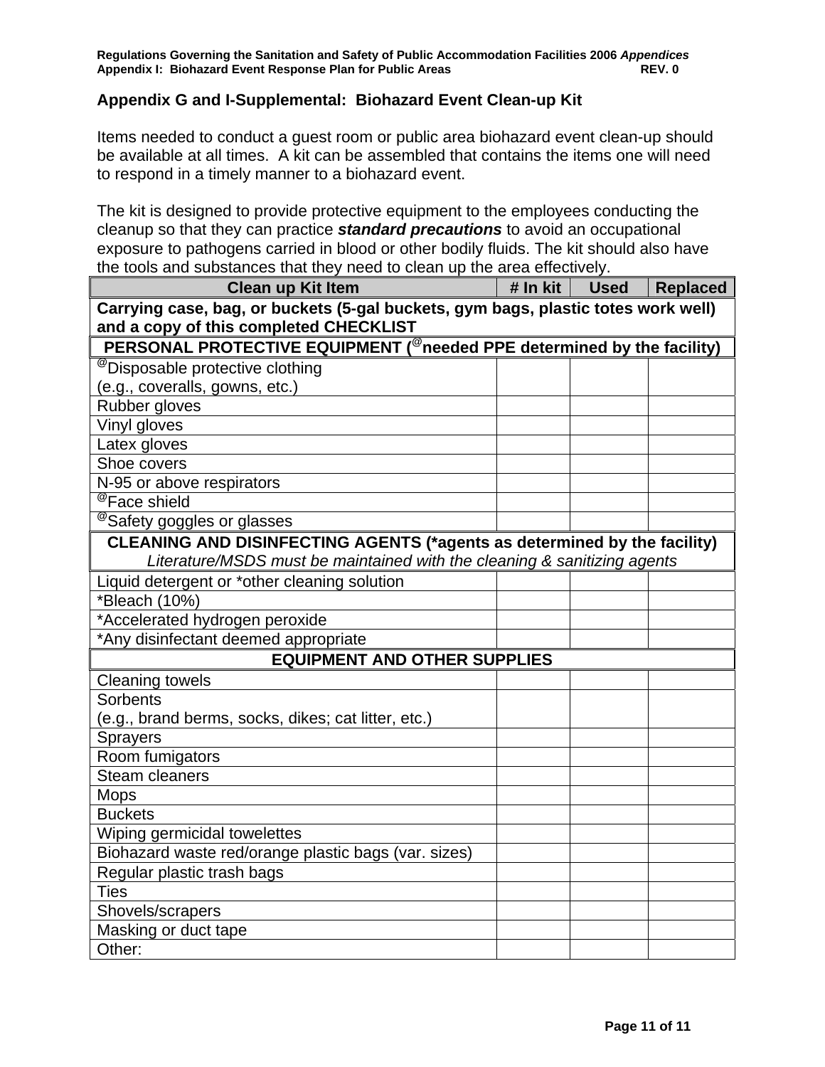## Appendix G and I-Supplemental: Biohazard Event Clean-up Kit

Items needed to conduct a guest room or public area biohazard event clean-up should be available at all times. A kit can be assembled that contains the items one will need to respond in a timely manner to a biohazard event.

The kit is designed to provide protective equipment to the employees conducting the cleanup so that they can practice ***standard precautions*** to avoid an occupational exposure to pathogens carried in blood or other bodily fluids. The kit should also have the tools and substances that they need to clean up the area effectively.

| Clean up Kit Item | # In kit | Used | Replaced |
|---|---|---|---|
| **Carrying case, bag, or buckets (5-gal buckets, gym bags, plastic totes work well) and a copy of this completed CHECKLIST** | | | |
| **PERSONAL PROTECTIVE EQUIPMENT (@needed PPE determined by the facility)** | | | |
| @Disposable protective clothing (e.g., coveralls, gowns, etc.) | | | |
| Rubber gloves | | | |
| Vinyl gloves | | | |
| Latex gloves | | | |
| Shoe covers | | | |
| N-95 or above respirators | | | |
| @Face shield | | | |
| @Safety goggles or glasses | | | |
| **CLEANING AND DISINFECTING AGENTS (*agents as determined by the facility)** *Literature/MSDS must be maintained with the cleaning & sanitizing agents* | | | |
| Liquid detergent or *other cleaning solution | | | |
| *Bleach (10%) | | | |
| *Accelerated hydrogen peroxide | | | |
| *Any disinfectant deemed appropriate | | | |
| **EQUIPMENT AND OTHER SUPPLIES** | | | |
| Cleaning towels | | | |
| Sorbents (e.g., brand berms, socks, dikes; cat litter, etc.) | | | |
| Sprayers | | | |
| Room fumigators | | | |
| Steam cleaners | | | |
| Mops | | | |
| Buckets | | | |
| Wiping germicidal towelettes | | | |
| Biohazard waste red/orange plastic bags (var. sizes) | | | |
| Regular plastic trash bags | | | |
| Ties | | | |
| Shovels/scrapers | | | |
| Masking or duct tape | | | |
| Other: | | | |